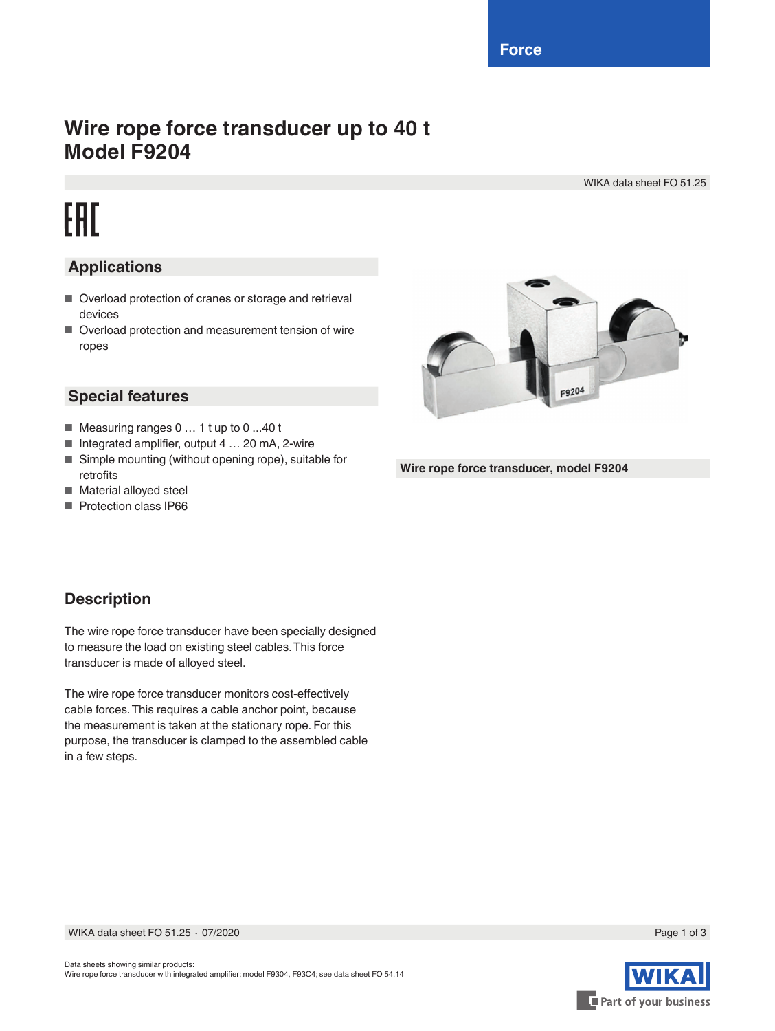Force

# Wire rope force transducer up to 40 t
# Model F9204

WIKA data sheet FO 51.25

EAC

## Applications

- Overload protection of cranes or storage and retrieval devices
- Overload protection and measurement tension of wire ropes

## Special features

- Measuring ranges 0 … 1 t up to 0 ...40 t
- Integrated amplifier, output 4 … 20 mA, 2-wire
- Simple mounting (without opening rope), suitable for retrofits
- Material alloyed steel
- Protection class IP66

**Wire rope force transducer, model F9204**

## Description

The wire rope force transducer have been specially designed to measure the load on existing steel cables. This force transducer is made of alloyed steel.

The wire rope force transducer monitors cost-effectively cable forces. This requires a cable anchor point, because the measurement is taken at the stationary rope. For this purpose, the transducer is clamped to the assembled cable in a few steps.

WIKA data sheet FO 51.25 · 07/2020

Data sheets showing similar products:
Wire rope force transducer with integrated amplifier; model F9304, F93C4; see data sheet FO 54.14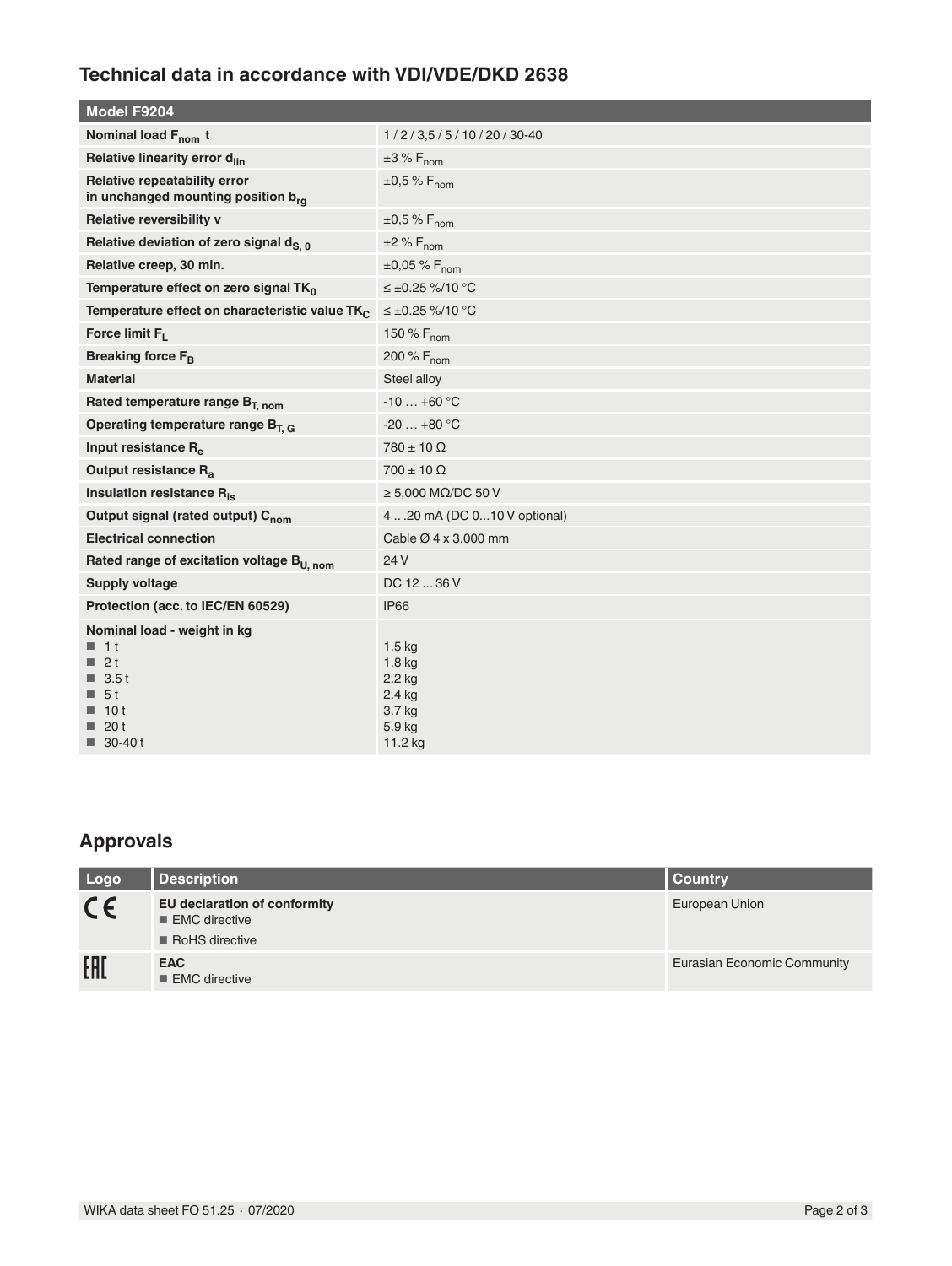## Technical data in accordance with VDI/VDE/DKD 2638

| Model F9204 | |
|---|---|
| Nominal load $F_{nom}$ t | 1 / 2 / 3,5 / 5 / 10 / 20 / 30-40 |
| Relative linearity error $d_{lin}$ | ±3 % $F_{nom}$ |
| Relative repeatability error in unchanged mounting position $b_{rg}$ | ±0,5 % $F_{nom}$ |
| Relative reversibility v | ±0,5 % $F_{nom}$ |
| Relative deviation of zero signal $d_{S, 0}$ | ±2 % $F_{nom}$ |
| Relative creep, 30 min. | ±0,05 % $F_{nom}$ |
| Temperature effect on zero signal $TK_0$ | ≤ ±0.25 %/10 °C |
| Temperature effect on characteristic value $TK_C$ | ≤ ±0.25 %/10 °C |
| Force limit $F_L$ | 150 % $F_{nom}$ |
| Breaking force $F_B$ | 200 % $F_{nom}$ |
| Material | Steel alloy |
| Rated temperature range $B_{T, nom}$ | -10 … +60 °C |
| Operating temperature range $B_{T, G}$ | -20 … +80 °C |
| Input resistance $R_e$ | 780 ± 10 Ω |
| Output resistance $R_a$ | 700 ± 10 Ω |
| Insulation resistance $R_{is}$ | ≥ 5,000 MΩ/DC 50 V |
| Output signal (rated output) $C_{nom}$ | 4 . . .20 mA (DC 0...10 V optional) |
| Electrical connection | Cable Ø 4 x 3,000 mm |
| Rated range of excitation voltage $B_{U, nom}$ | 24 V |
| Supply voltage | DC 12 ... 36 V |
| Protection (acc. to IEC/EN 60529) | IP66 |
| Nominal load - weight in kg | |
| ■ 1 t | 1.5 kg |
| ■ 2 t | 1.8 kg |
| ■ 3.5 t | 2.2 kg |
| ■ 5 t | 2.4 kg |
| ■ 10 t | 3.7 kg |
| ■ 20 t | 5.9 kg |
| ■ 30-40 t | 11.2 kg |

## Approvals

| Logo | Description | Country |
|---|---|---|
| CE | **EU declaration of conformity**<br>■ EMC directive<br>■ RoHS directive | European Union |
| EAC | **EAC**<br>■ EMC directive | Eurasian Economic Community |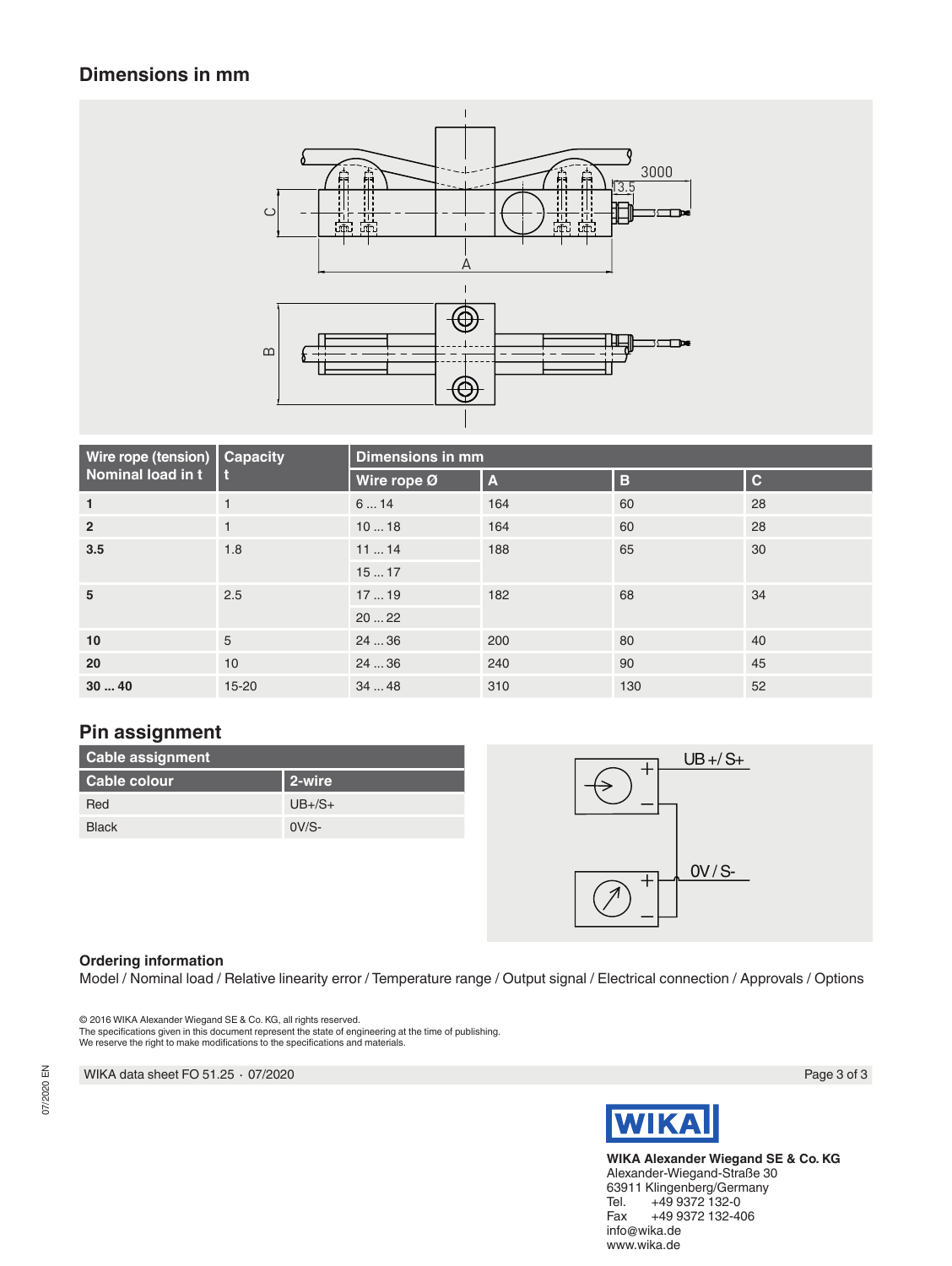## Dimensions in mm

3000

3.5

C

A

B

| Wire rope (tension) Nominal load in t | Capacity t | Dimensions in mm | | | |
|---|---|---|---|---|---|
| | | Wire rope Ø | A | B | C |
| **1** | 1 | 6 ... 14 | 164 | 60 | 28 |
| **2** | 1 | 10 ... 18 | 164 | 60 | 28 |
| **3.5** | 1.8 | 11 ... 14 | 188 | 65 | 30 |
| | | 15 ... 17 | | | |
| **5** | 2.5 | 17 ... 19 | 182 | 68 | 34 |
| | | 20 ... 22 | | | |
| **10** | 5 | 24 ... 36 | 200 | 80 | 40 |
| **20** | 10 | 24 ... 36 | 240 | 90 | 45 |
| **30 ... 40** | 15-20 | 34 ... 48 | 310 | 130 | 52 |

## Pin assignment

| Cable assignment | |
|---|---|
| **Cable colour** | **2-wire** |
| Red | UB+/S+ |
| Black | 0V/S- |

UB +/ S+

0V / S-

### Ordering information

Model / Nominal load / Relative linearity error / Temperature range / Output signal / Electrical connection / Approvals / Options

© 2016 WIKA Alexander Wiegand SE & Co. KG, all rights reserved.
The specifications given in this document represent the state of engineering at the time of publishing.
We reserve the right to modify the specifications and materials.

**WIKA Alexander Wiegand SE & Co. KG**
Alexander-Wiegand-Straße 30
63911 Klingenberg/Germany
Tel. +49 9372 132-0
Fax +49 9372 132-406
info@wika.de
www.wika.de